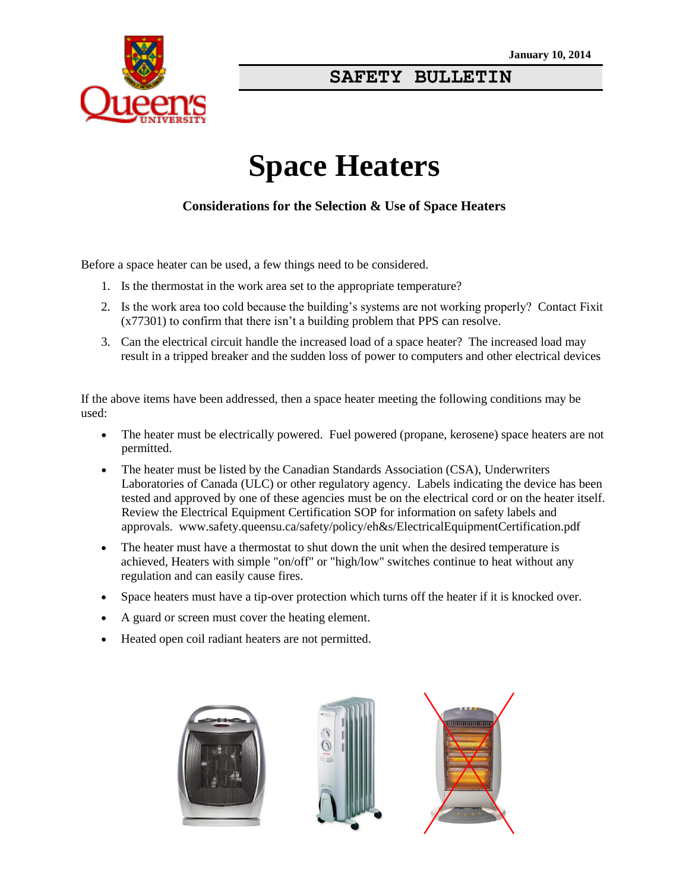January 10, 2014

**SAFETY BULLETIN**

# Space Heaters

### Considerations for the Selection & Use of Space Heaters

Before a space heater can be used, a few things need to be considered.

1. Is the thermostat in the work area set to the appropriate temperature?
2. Is the work area too cold because the building's systems are not working properly? Contact Fixit (x77301) to confirm that there isn't a building problem that PPS can resolve.
3. Can the electrical circuit handle the increased load of a space heater? The increased load may result in a tripped breaker and the sudden loss of power to computers and other electrical devices

If the above items have been addressed, then a space heater meeting the following conditions may be used:

- The heater must be electrically powered. Fuel powered (propane, kerosene) space heaters are not permitted.
- The heater must be listed by the Canadian Standards Association (CSA), Underwriters Laboratories of Canada (ULC) or other regulatory agency. Labels indicating the device has been tested and approved by one of these agencies must be on the electrical cord or on the heater itself. Review the Electrical Equipment Certification SOP for information on safety labels and approvals. www.safety.queensu.ca/safety/policy/eh&s/ElectricalEquipmentCertification.pdf
- The heater must have a thermostat to shut down the unit when the desired temperature is achieved, Heaters with simple "on/off" or "high/low" switches continue to heat without any regulation and can easily cause fires.
- Space heaters must have a tip-over protection which turns off the heater if it is knocked over.
- A guard or screen must cover the heating element.
- Heated open coil radiant heaters are not permitted.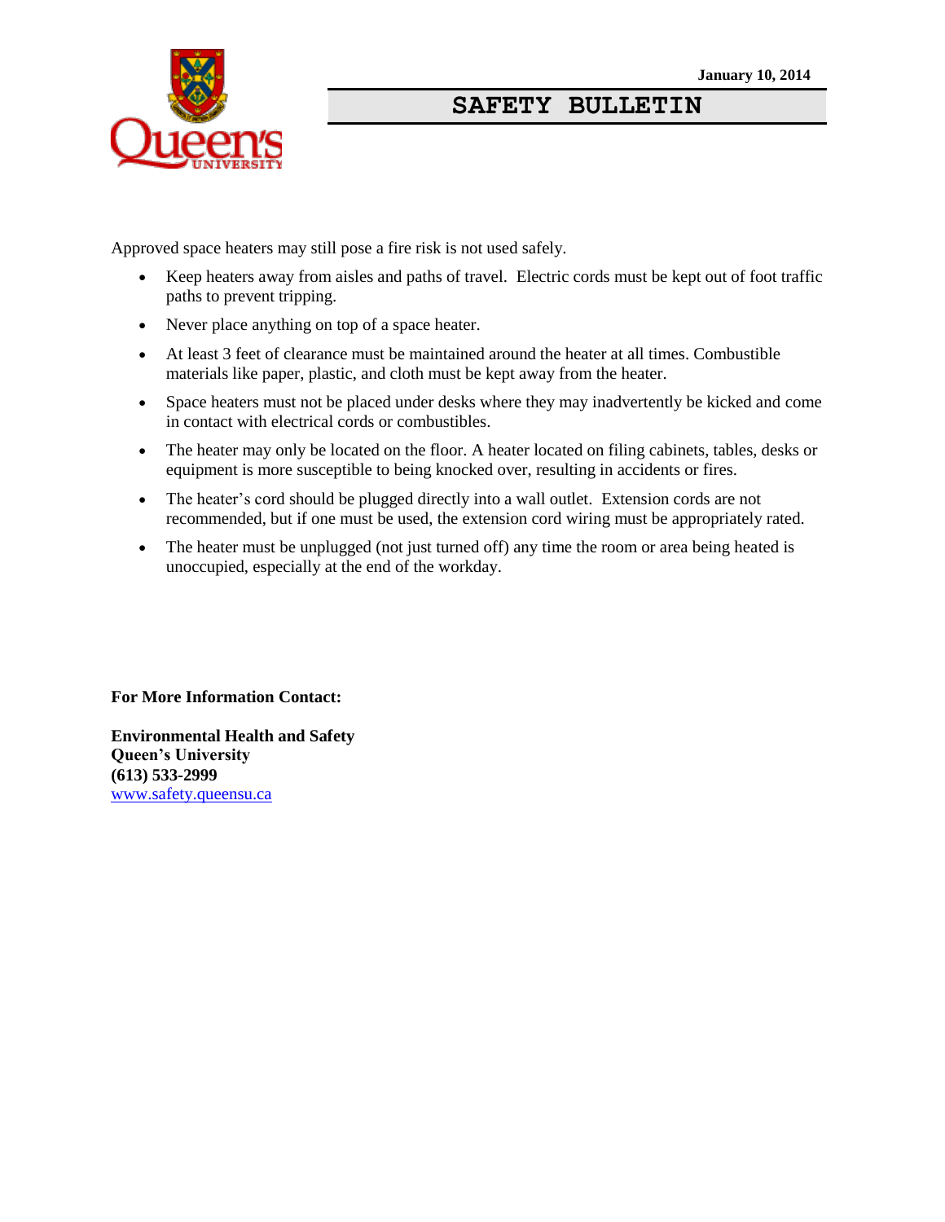January 10, 2014

# SAFETY BULLETIN

Approved space heaters may still pose a fire risk is not used safely.

- Keep heaters away from aisles and paths of travel. Electric cords must be kept out of foot traffic paths to prevent tripping.
- Never place anything on top of a space heater.
- At least 3 feet of clearance must be maintained around the heater at all times. Combustible materials like paper, plastic, and cloth must be kept away from the heater.
- Space heaters must not be placed under desks where they may inadvertently be kicked and come in contact with electrical cords or combustibles.
- The heater may only be located on the floor. A heater located on filing cabinets, tables, desks or equipment is more susceptible to being knocked over, resulting in accidents or fires.
- The heater's cord should be plugged directly into a wall outlet. Extension cords are not recommended, but if one must be used, the extension cord wiring must be appropriately rated.
- The heater must be unplugged (not just turned off) any time the room or area being heated is unoccupied, especially at the end of the workday.

**For More Information Contact:**

**Environmental Health and Safety**
**Queen's University**
**(613) 533-2999**
www.safety.queensu.ca